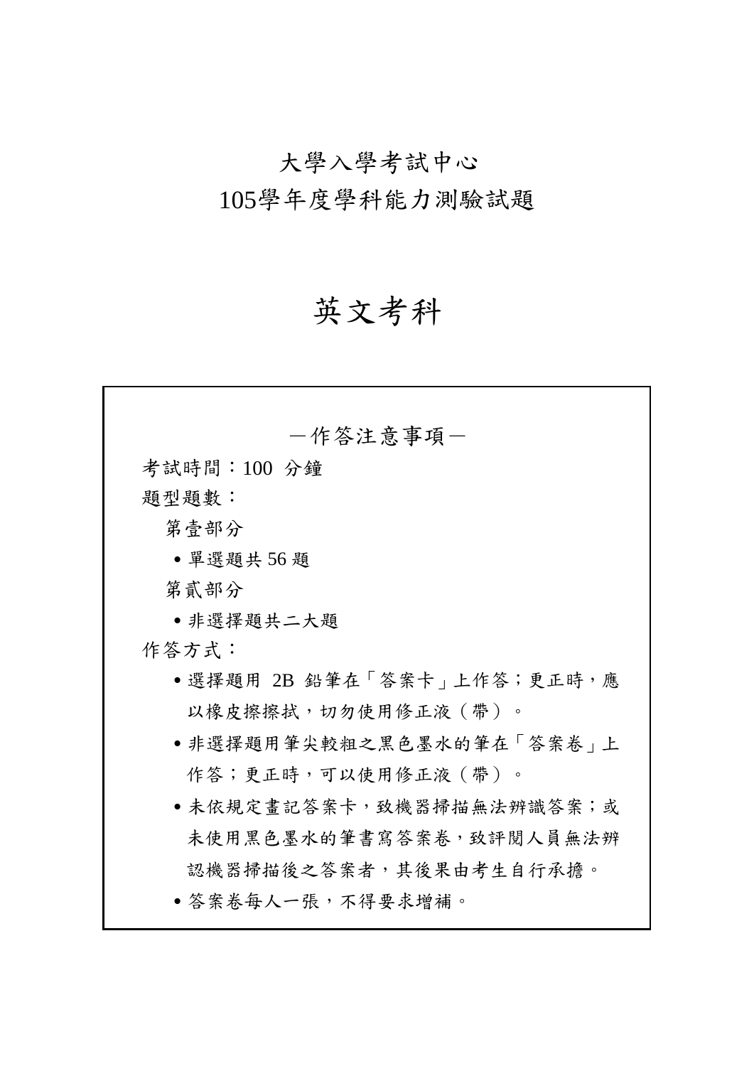# 大學入學考試中心
# 105學年度學科能力測驗試題

# 英文考科

—作答注意事項—

考試時間：100 分鐘

題型題數：

第壹部分

- 單選題共 56 題

第貳部分

- 非選擇題共二大題

作答方式：

- 選擇題用 2B 鉛筆在「答案卡」上作答；更正時，應以橡皮擦擦拭，切勿使用修正液（帶）。
- 非選擇題用筆尖較粗之黑色墨水的筆在「答案卷」上作答；更正時，可以使用修正液（帶）。
- 未依規定畫記答案卡，致機器掃描無法辨識答案；或未使用黑色墨水的筆書寫答案卷，致評閱人員無法辨認機器掃描後之答案者，其後果由考生自行承擔。
- 答案卷每人一張，不得要求增補。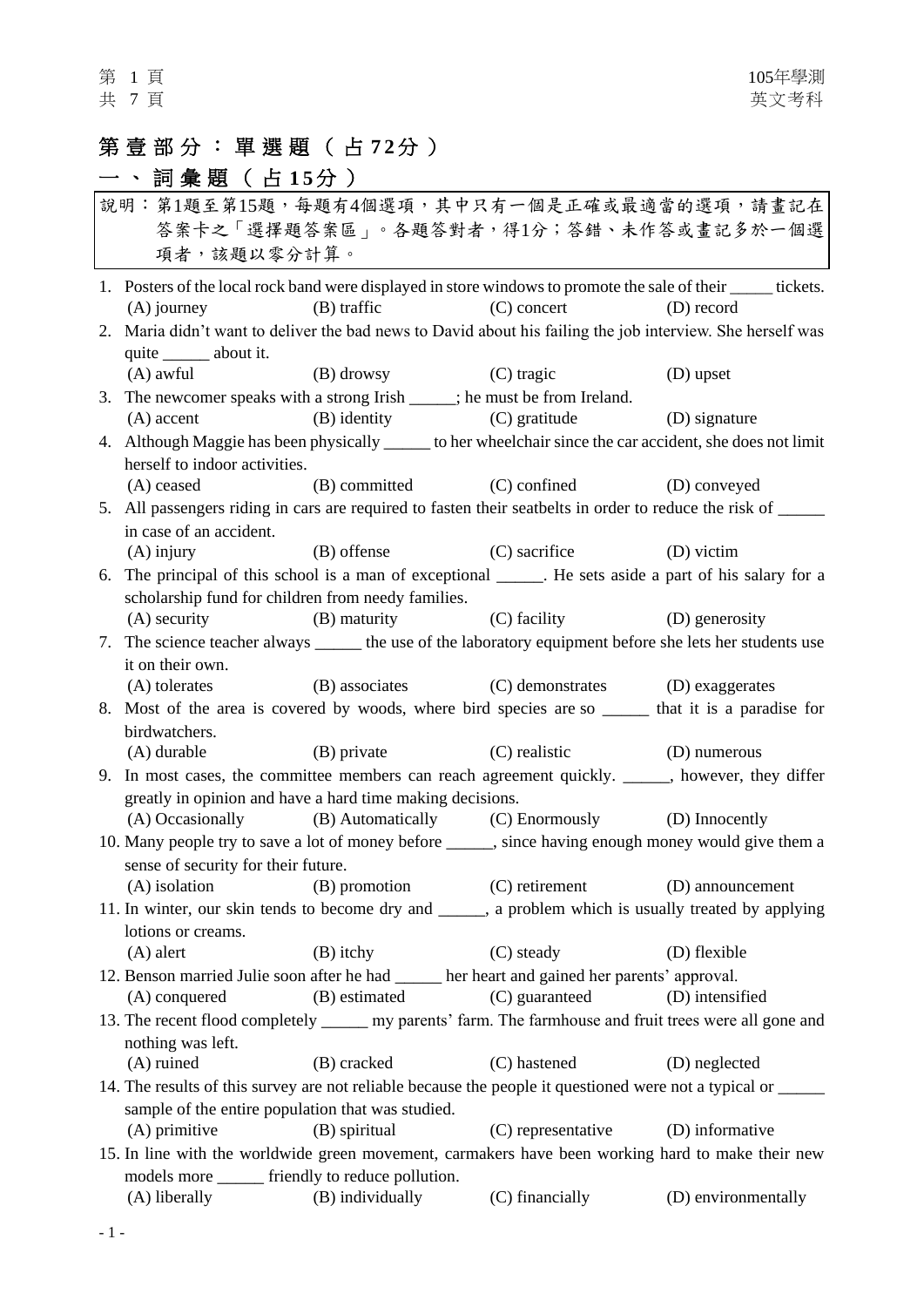# 第壹部分：單選題（占72分）

## 一、詞彙題（占15分）

說明：第1題至第15題，每題有4個選項，其中只有一個是正確或最適當的選項，請畫記在答案卡之「選擇題答案區」。各題答對者，得1分；答錯、未作答或畫記多於一個選項者，該題以零分計算。

1. Posters of the local rock band were displayed in store windows to promote the sale of their _____ tickets.
   (A) journey (B) traffic (C) concert (D) record

2. Maria didn't want to deliver the bad news to David about his failing the job interview. She herself was quite _____ about it.
   (A) awful (B) drowsy (C) tragic (D) upset

3. The newcomer speaks with a strong Irish _____; he must be from Ireland.
   (A) accent (B) identity (C) gratitude (D) signature

4. Although Maggie has been physically _____ to her wheelchair since the car accident, she does not limit herself to indoor activities.
   (A) ceased (B) committed (C) confined (D) conveyed

5. All passengers riding in cars are required to fasten their seatbelts in order to reduce the risk of _____ in case of an accident.
   (A) injury (B) offense (C) sacrifice (D) victim

6. The principal of this school is a man of exceptional _____. He sets aside a part of his salary for a scholarship fund for children from needy families.
   (A) security (B) maturity (C) facility (D) generosity

7. The science teacher always _____ the use of the laboratory equipment before she lets her students use it on their own.
   (A) tolerates (B) associates (C) demonstrates (D) exaggerates

8. Most of the area is covered by woods, where bird species are so _____ that it is a paradise for birdwatchers.
   (A) durable (B) private (C) realistic (D) numerous

9. In most cases, the committee members can reach agreement quickly. _____, however, they differ greatly in opinion and have a hard time making decisions.
   (A) Occasionally (B) Automatically (C) Enormously (D) Innocently

10. Many people try to save a lot of money before _____, since having enough money would give them a sense of security for their future.
    (A) isolation (B) promotion (C) retirement (D) announcement

11. In winter, our skin tends to become dry and _____, a problem which is usually treated by applying lotions or creams.
    (A) alert (B) itchy (C) steady (D) flexible

12. Benson married Julie soon after he had _____ her heart and gained her parents' approval.
    (A) conquered (B) estimated (C) guaranteed (D) intensified

13. The recent flood completely _____ my parents' farm. The farmhouse and fruit trees were all gone and nothing was left.
    (A) ruined (B) cracked (C) hastened (D) neglected

14. The results of this survey are not reliable because the people it questioned were not a typical or _____ sample of the entire population that was studied.
    (A) primitive (B) spiritual (C) representative (D) informative

15. In line with the worldwide green movement, carmakers have been working hard to make their new models more _____ friendly to reduce pollution.
    (A) liberally (B) individually (C) financially (D) environmentally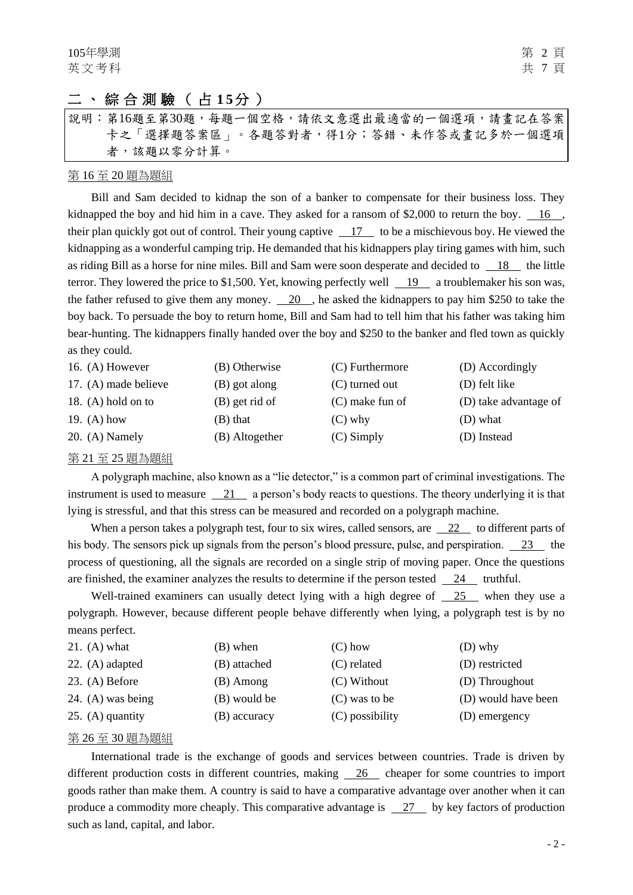## 二、綜合測驗（占15分）

說明：第16題至第30題，每題一個空格，請依文意選出最適當的一個選項，請畫記在答案卡之「選擇題答案區」。各題答對者，得1分；答錯、未作答或畫記多於一個選項者，該題以零分計算。

第16至20題為題組

Bill and Sam decided to kidnap the son of a banker to compensate for their business loss. They kidnapped the boy and hid him in a cave. They asked for a ransom of $2,000 to return the boy. __16__, their plan quickly got out of control. Their young captive __17__ to be a mischievous boy. He viewed the kidnapping as a wonderful camping trip. He demanded that his kidnappers play tiring games with him, such as riding Bill as a horse for nine miles. Bill and Sam were soon desperate and decided to __18__ the little terror. They lowered the price to $1,500. Yet, knowing perfectly well __19__ a troublemaker his son was, the father refused to give them any money. __20__, he asked the kidnappers to pay him $250 to take the boy back. To persuade the boy to return home, Bill and Sam had to tell him that his father was taking him bear-hunting. The kidnappers finally handed over the boy and $250 to the banker and fled town as quickly as they could.

16. (A) However (B) Otherwise (C) Furthermore (D) Accordingly

17. (A) made believe (B) got along (C) turned out (D) felt like

18. (A) hold on to (B) get rid of (C) make fun of (D) take advantage of

19. (A) how (B) that (C) why (D) what

20. (A) Namely (B) Altogether (C) Simply (D) Instead

第21至25題為題組

A polygraph machine, also known as a "lie detector," is a common part of criminal investigations. The instrument is used to measure __21__ a person's body reacts to questions. The theory underlying it is that lying is stressful, and that this stress can be measured and recorded on a polygraph machine.

When a person takes a polygraph test, four to six wires, called sensors, are __22__ to different parts of his body. The sensors pick up signals from the person's blood pressure, pulse, and perspiration. __23__ the process of questioning, all the signals are recorded on a single strip of moving paper. Once the questions are finished, the examiner analyzes the results to determine if the person tested __24__ truthful.

Well-trained examiners can usually detect lying with a high degree of __25__ when they use a polygraph. However, because different people behave differently when lying, a polygraph test is by no means perfect.

21. (A) what (B) when (C) how (D) why

22. (A) adapted (B) attached (C) related (D) restricted

23. (A) Before (B) Among (C) Without (D) Throughout

24. (A) was being (B) would be (C) was to be (D) would have been

25. (A) quantity (B) accuracy (C) possibility (D) emergency

第26至30題為題組

International trade is the exchange of goods and services between countries. Trade is driven by different production costs in different countries, making __26__ cheaper for some countries to import goods rather than make them. A country is said to have a comparative advantage over another when it can produce a commodity more cheaply. This comparative advantage is __27__ by key factors of production such as land, capital, and labor.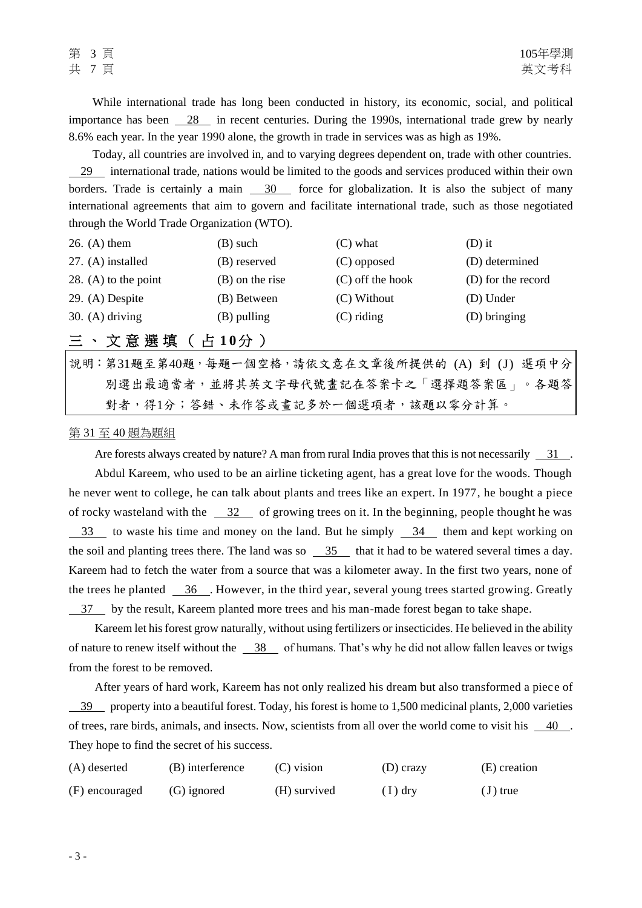While international trade has long been conducted in history, its economic, social, and political importance has been __28__ in recent centuries. During the 1990s, international trade grew by nearly 8.6% each year. In the year 1990 alone, the growth in trade in services was as high as 19%.

Today, all countries are involved in, and to varying degrees dependent on, trade with other countries. __29__ international trade, nations would be limited to the goods and services produced within their own borders. Trade is certainly a main __30__ force for globalization. It is also the subject of many international agreements that aim to govern and facilitate international trade, such as those negotiated through the World Trade Organization (WTO).

| | | | |
|---|---|---|---|
| 26. (A) them | (B) such | (C) what | (D) it |
| 27. (A) installed | (B) reserved | (C) opposed | (D) determined |
| 28. (A) to the point | (B) on the rise | (C) off the hook | (D) for the record |
| 29. (A) Despite | (B) Between | (C) Without | (D) Under |
| 30. (A) driving | (B) pulling | (C) riding | (D) bringing |

## 三、文意選填（占10分）

說明：第31題至第40題，每題一個空格，請依文意在文章後所提供的 (A) 到 (J) 選項中分別選出最適當者，並將其英文字母代號畫記在答案卡之「選擇題答案區」。各題答對者，得1分；答錯、未作答或畫記多於一個選項者，該題以零分計算。

第31至40題為題組

Are forests always created by nature? A man from rural India proves that this is not necessarily __31__.

Abdul Kareem, who used to be an airline ticketing agent, has a great love for the woods. Though he never went to college, he can talk about plants and trees like an expert. In 1977, he bought a piece of rocky wasteland with the __32__ of growing trees on it. In the beginning, people thought he was __33__ to waste his time and money on the land. But he simply __34__ them and kept working on the soil and planting trees there. The land was so __35__ that it had to be watered several times a day. Kareem had to fetch the water from a source that was a kilometer away. In the first two years, none of the trees he planted __36__. However, in the third year, several young trees started growing. Greatly __37__ by the result, Kareem planted more trees and his man-made forest began to take shape.

Kareem let his forest grow naturally, without using fertilizers or insecticides. He believed in the ability of nature to renew itself without the __38__ of humans. That's why he did not allow fallen leaves or twigs from the forest to be removed.

After years of hard work, Kareem has not only realized his dream but also transformed a piece of __39__ property into a beautiful forest. Today, his forest is home to 1,500 medicinal plants, 2,000 varieties of trees, rare birds, animals, and insects. Now, scientists from all over the world come to visit his __40__. They hope to find the secret of his success.

| | | | | |
|---|---|---|---|---|
| (A) deserted | (B) interference | (C) vision | (D) crazy | (E) creation |
| (F) encouraged | (G) ignored | (H) survived | (I) dry | (J) true |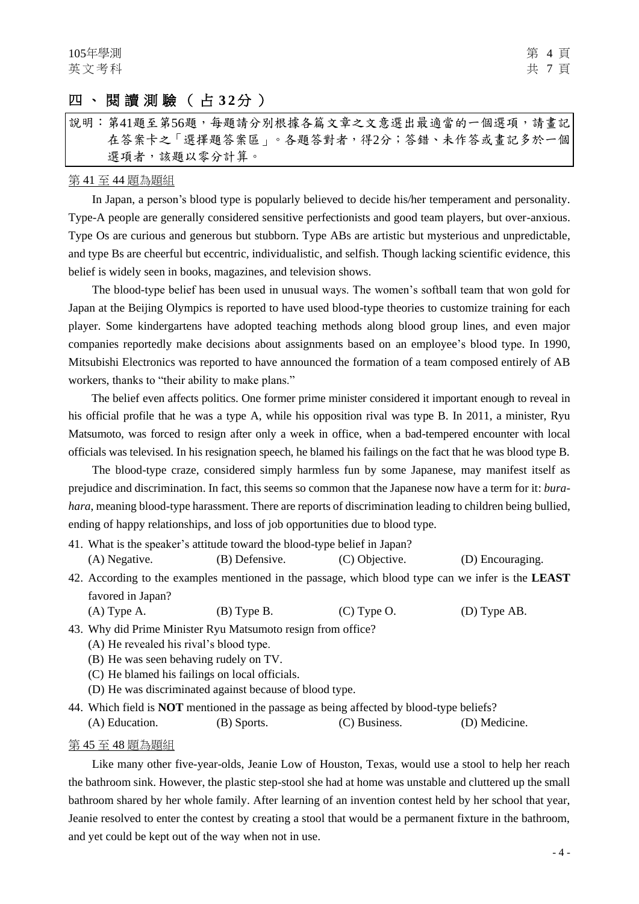## 四、閱讀測驗（占32分）

說明：第41題至第56題，每題請分別根據各篇文章之文意選出最適當的一個選項，請畫記在答案卡之「選擇題答案區」。各題答對者，得2分；答錯、未作答或畫記多於一個選項者，該題以零分計算。

第41至44題為題組

In Japan, a person's blood type is popularly believed to decide his/her temperament and personality. Type-A people are generally considered sensitive perfectionists and good team players, but over-anxious. Type Os are curious and generous but stubborn. Type ABs are artistic but mysterious and unpredictable, and type Bs are cheerful but eccentric, individualistic, and selfish. Though lacking scientific evidence, this belief is widely seen in books, magazines, and television shows.

The blood-type belief has been used in unusual ways. The women's softball team that won gold for Japan at the Beijing Olympics is reported to have used blood-type theories to customize training for each player. Some kindergartens have adopted teaching methods along blood group lines, and even major companies reportedly make decisions about assignments based on an employee's blood type. In 1990, Mitsubishi Electronics was reported to have announced the formation of a team composed entirely of AB workers, thanks to "their ability to make plans."

The belief even affects politics. One former prime minister considered it important enough to reveal in his official profile that he was a type A, while his opposition rival was type B. In 2011, a minister, Ryu Matsumoto, was forced to resign after only a week in office, when a bad-tempered encounter with local officials was televised. In his resignation speech, he blamed his failings on the fact that he was blood type B.

The blood-type craze, considered simply harmless fun by some Japanese, may manifest itself as prejudice and discrimination. In fact, this seems so common that the Japanese now have a term for it: *bura-hara*, meaning blood-type harassment. There are reports of discrimination leading to children being bullied, ending of happy relationships, and loss of job opportunities due to blood type.

41. What is the speaker's attitude toward the blood-type belief in Japan?
    (A) Negative. (B) Defensive. (C) Objective. (D) Encouraging.

42. According to the examples mentioned in the passage, which blood type can we infer is the **LEAST** favored in Japan?
    (A) Type A. (B) Type B. (C) Type O. (D) Type AB.

43. Why did Prime Minister Ryu Matsumoto resign from office?
    (A) He revealed his rival's blood type.
    (B) He was seen behaving rudely on TV.
    (C) He blamed his failings on local officials.
    (D) He was discriminated against because of blood type.

44. Which field is **NOT** mentioned in the passage as being affected by blood-type beliefs?
    (A) Education. (B) Sports. (C) Business. (D) Medicine.

第45至48題為題組

Like many other five-year-olds, Jeanie Low of Houston, Texas, would use a stool to help her reach the bathroom sink. However, the plastic step-stool she had at home was unstable and cluttered up the small bathroom shared by her whole family. After learning of an invention contest held by her school that year, Jeanie resolved to enter the contest by creating a stool that would be a permanent fixture in the bathroom, and yet could be kept out of the way when not in use.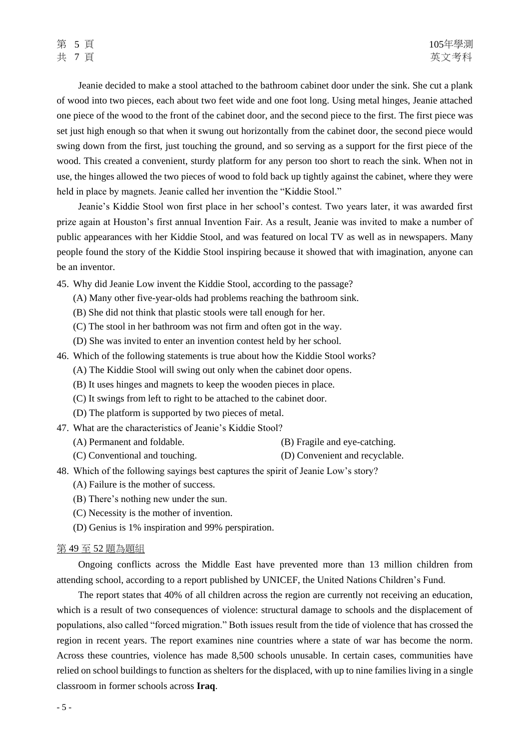Jeanie decided to make a stool attached to the bathroom cabinet door under the sink. She cut a plank of wood into two pieces, each about two feet wide and one foot long. Using metal hinges, Jeanie attached one piece of the wood to the front of the cabinet door, and the second piece to the first. The first piece was set just high enough so that when it swung out horizontally from the cabinet door, the second piece would swing down from the first, just touching the ground, and so serving as a support for the first piece of the wood. This created a convenient, sturdy platform for any person too short to reach the sink. When not in use, the hinges allowed the two pieces of wood to fold back up tightly against the cabinet, where they were held in place by magnets. Jeanie called her invention the "Kiddie Stool."

Jeanie's Kiddie Stool won first place in her school's contest. Two years later, it was awarded first prize again at Houston's first annual Invention Fair. As a result, Jeanie was invited to make a number of public appearances with her Kiddie Stool, and was featured on local TV as well as in newspapers. Many people found the story of the Kiddie Stool inspiring because it showed that with imagination, anyone can be an inventor.

45. Why did Jeanie Low invent the Kiddie Stool, according to the passage?
   (A) Many other five-year-olds had problems reaching the bathroom sink.
   (B) She did not think that plastic stools were tall enough for her.
   (C) The stool in her bathroom was not firm and often got in the way.
   (D) She was invited to enter an invention contest held by her school.

46. Which of the following statements is true about how the Kiddie Stool works?
   (A) The Kiddie Stool will swing out only when the cabinet door opens.
   (B) It uses hinges and magnets to keep the wooden pieces in place.
   (C) It swings from left to right to be attached to the cabinet door.
   (D) The platform is supported by two pieces of metal.

47. What are the characteristics of Jeanie's Kiddie Stool?
   (A) Permanent and foldable.
   (B) Fragile and eye-catching.
   (C) Conventional and touching.
   (D) Convenient and recyclable.

48. Which of the following sayings best captures the spirit of Jeanie Low's story?
   (A) Failure is the mother of success.
   (B) There's nothing new under the sun.
   (C) Necessity is the mother of invention.
   (D) Genius is 1% inspiration and 99% perspiration.

第 49 至 52 題為題組

Ongoing conflicts across the Middle East have prevented more than 13 million children from attending school, according to a report published by UNICEF, the United Nations Children's Fund.

The report states that 40% of all children across the region are currently not receiving an education, which is a result of two consequences of violence: structural damage to schools and the displacement of populations, also called "forced migration." Both issues result from the tide of violence that has crossed the region in recent years. The report examines nine countries where a state of war has become the norm. Across these countries, violence has made 8,500 schools unusable. In certain cases, communities have relied on school buildings to function as shelters for the displaced, with up to nine families living in a single classroom in former schools across **Iraq**.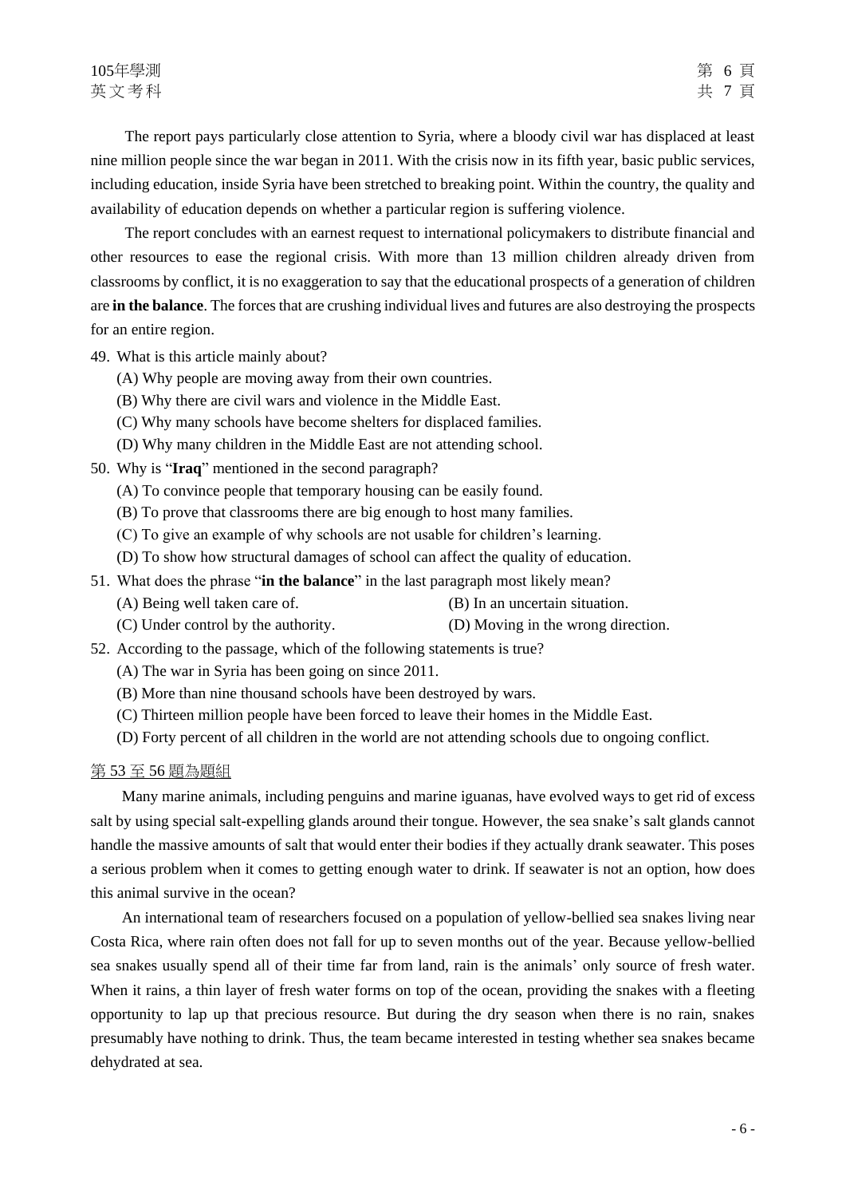The report pays particularly close attention to Syria, where a bloody civil war has displaced at least nine million people since the war began in 2011. With the crisis now in its fifth year, basic public services, including education, inside Syria have been stretched to breaking point. Within the country, the quality and availability of education depends on whether a particular region is suffering violence.

The report concludes with an earnest request to international policymakers to distribute financial and other resources to ease the regional crisis. With more than 13 million children already driven from classrooms by conflict, it is no exaggeration to say that the educational prospects of a generation of children are **in the balance**. The forces that are crushing individual lives and futures are also destroying the prospects for an entire region.

49. What is this article mainly about?
    (A) Why people are moving away from their own countries.
    (B) Why there are civil wars and violence in the Middle East.
    (C) Why many schools have become shelters for displaced families.
    (D) Why many children in the Middle East are not attending school.

50. Why is "**Iraq**" mentioned in the second paragraph?
    (A) To convince people that temporary housing can be easily found.
    (B) To prove that classrooms there are big enough to host many families.
    (C) To give an example of why schools are not usable for children's learning.
    (D) To show how structural damages of school can affect the quality of education.

51. What does the phrase "**in the balance**" in the last paragraph most likely mean?
    (A) Being well taken care of.
    (B) In an uncertain situation.
    (C) Under control by the authority.
    (D) Moving in the wrong direction.

52. According to the passage, which of the following statements is true?
    (A) The war in Syria has been going on since 2011.
    (B) More than nine thousand schools have been destroyed by wars.
    (C) Thirteen million people have been forced to leave their homes in the Middle East.
    (D) Forty percent of all children in the world are not attending schools due to ongoing conflict.

第 53 至 56 題為題組

Many marine animals, including penguins and marine iguanas, have evolved ways to get rid of excess salt by using special salt-expelling glands around their tongue. However, the sea snake's salt glands cannot handle the massive amounts of salt that would enter their bodies if they actually drank seawater. This poses a serious problem when it comes to getting enough water to drink. If seawater is not an option, how does this animal survive in the ocean?

An international team of researchers focused on a population of yellow-bellied sea snakes living near Costa Rica, where rain often does not fall for up to seven months out of the year. Because yellow-bellied sea snakes usually spend all of their time far from land, rain is the animals' only source of fresh water. When it rains, a thin layer of fresh water forms on top of the ocean, providing the snakes with a fleeting opportunity to lap up that precious resource. But during the dry season when there is no rain, snakes presumably have nothing to drink. Thus, the team became interested in testing whether sea snakes became dehydrated at sea.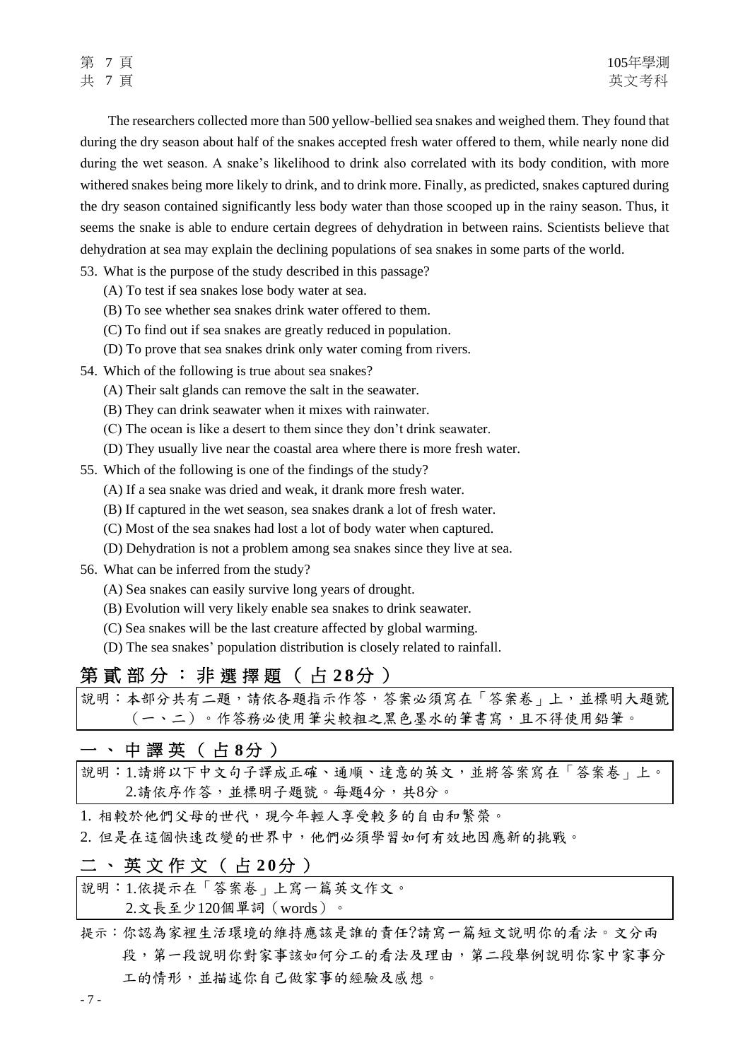The researchers collected more than 500 yellow-bellied sea snakes and weighed them. They found that during the dry season about half of the snakes accepted fresh water offered to them, while nearly none did during the wet season. A snake's likelihood to drink also correlated with its body condition, with more withered snakes being more likely to drink, and to drink more. Finally, as predicted, snakes captured during the dry season contained significantly less body water than those scooped up in the rainy season. Thus, it seems the snake is able to endure certain degrees of dehydration in between rains. Scientists believe that dehydration at sea may explain the declining populations of sea snakes in some parts of the world.

53. What is the purpose of the study described in this passage?
    (A) To test if sea snakes lose body water at sea.
    (B) To see whether sea snakes drink water offered to them.
    (C) To find out if sea snakes are greatly reduced in population.
    (D) To prove that sea snakes drink only water coming from rivers.

54. Which of the following is true about sea snakes?
    (A) Their salt glands can remove the salt in the seawater.
    (B) They can drink seawater when it mixes with rainwater.
    (C) The ocean is like a desert to them since they don't drink seawater.
    (D) They usually live near the coastal area where there is more fresh water.

55. Which of the following is one of the findings of the study?
    (A) If a sea snake was dried and weak, it drank more fresh water.
    (B) If captured in the wet season, sea snakes drank a lot of fresh water.
    (C) Most of the sea snakes had lost a lot of body water when captured.
    (D) Dehydration is not a problem among sea snakes since they live at sea.

56. What can be inferred from the study?
    (A) Sea snakes can easily survive long years of drought.
    (B) Evolution will very likely enable sea snakes to drink seawater.
    (C) Sea snakes will be the last creature affected by global warming.
    (D) The sea snakes' population distribution is closely related to rainfall.

## 第貳部分：非選擇題（占28分）

說明：本部分共有二題，請依各題指示作答，答案必須寫在「答案卷」上，並標明大題號（一、二）。作答務必使用筆尖較粗之黑色墨水的筆書寫，且不得使用鉛筆。

### 一、中譯英（占8分）

說明：1.請將以下中文句子譯成正確、通順、達意的英文，並將答案寫在「答案卷」上。
　　　2.請依序作答，並標明子題號。每題4分，共8分。

1. 相較於他們父母的世代，現今年輕人享受較多的自由和繁榮。
2. 但是在這個快速改變的世界中，他們必須學習如何有效地因應新的挑戰。

### 二、英文作文（占20分）

說明：1.依提示在「答案卷」上寫一篇英文作文。
　　　2.文長至少120個單詞（words）。

提示：你認為家裡生活環境的維持應該是誰的責任?請寫一篇短文說明你的看法。文分兩段，第一段說明你對家事該如何分工的看法及理由，第二段舉例說明你家中家事分工的情形，並描述你自己做家事的經驗及感想。